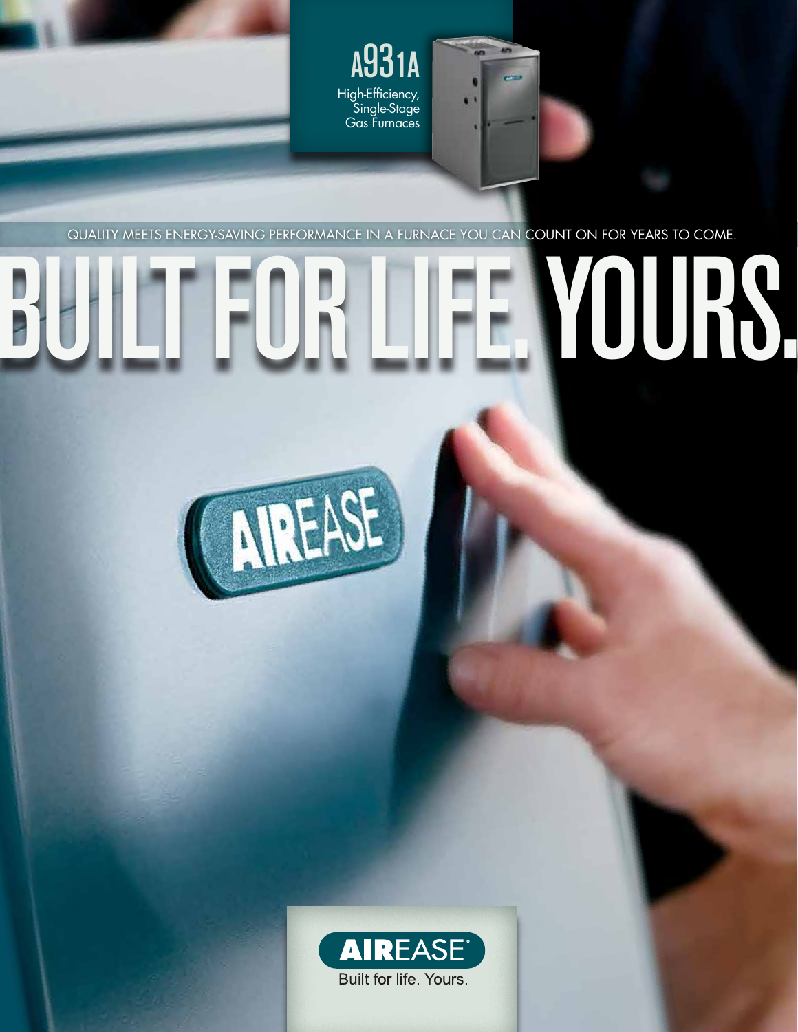# A931A

High-Efficiency, Single-Stage Gas Furnaces

QUALITY MEETS ENERGY-SAVING PERFORMANCE IN A FURNACE YOU CAN COUNT ON FOR YEARS TO COME.

# BUILT FOR LIFE. YOURS.

AIREASE

**AIR**EASE®

Built for life. Yours.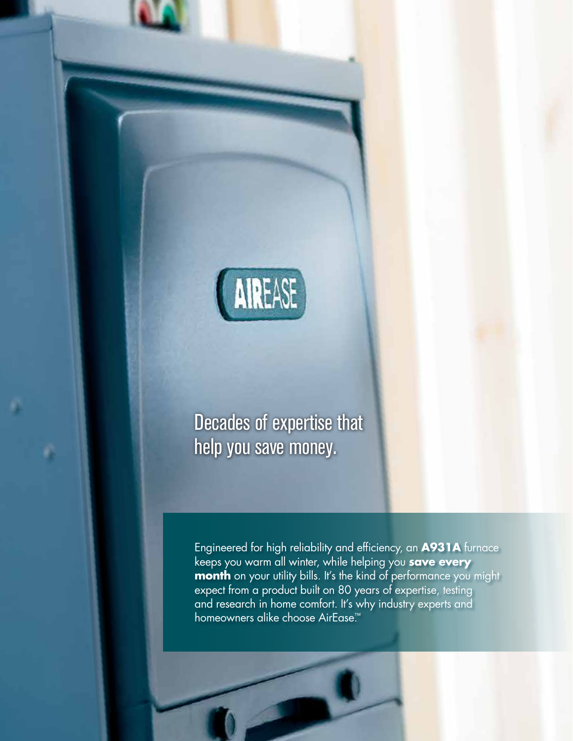## Decades of expertise that help you save money.

Engineered for high reliability and efficiency, an **A931A** furnace keeps you warm all winter, while helping you **save every month** on your utility bills. It's the kind of performance you might expect from a product built on 80 years of expertise, testing and research in home comfort. It's why industry experts and homeowners alike choose AirEase.™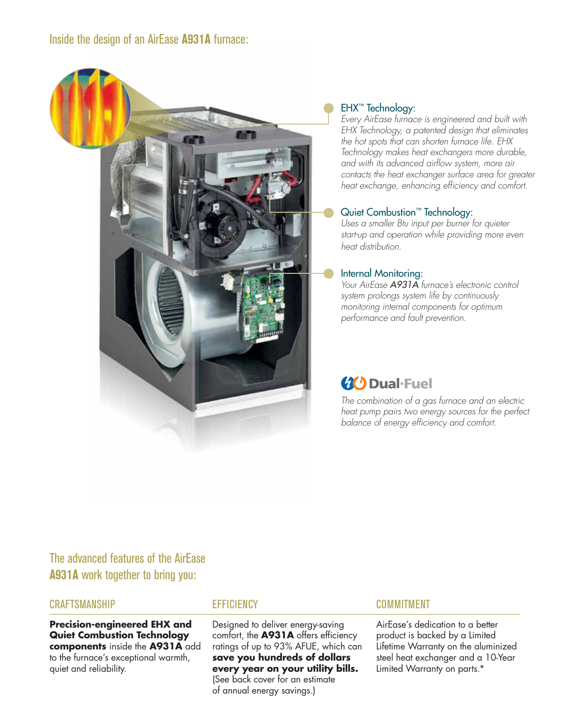## Inside the design of an AirEase **A931A** furnace:

### EHX™ Technology:

*Every AirEase furnace is engineered and built with EHX Technology, a patented design that eliminates the hot spots that can shorten furnace life. EHX Technology makes heat exchangers more durable, and with its advanced airflow system, more air contacts the heat exchanger surface area for greater heat exchange, enhancing efficiency and comfort.*

### Quiet Combustion™ Technology:

*Uses a smaller Btu input per burner for quieter start-up and operation while providing more even heat distribution.*

### Internal Monitoring:

*Your AirEase **A931A** furnace's electronic control system prolongs system life by continuously monitoring internal components for optimum performance and fault prevention.*

### Dual·Fuel

*The combination of a gas furnace and an electric heat pump pairs two energy sources for the perfect balance of energy efficiency and comfort.*

## The advanced features of the AirEase **A931A** work together to bring you:

### CRAFTSMANSHIP

**Precision-engineered EHX and Quiet Combustion Technology components** inside the **A931A** add to the furnace's exceptional warmth, quiet and reliability.

### EFFICIENCY

Designed to deliver energy-saving comfort, the **A931A** offers efficiency ratings of up to 93% AFUE, which can **save you hundreds of dollars every year on your utility bills.** (See back cover for an estimate of annual energy savings.)

### COMMITMENT

AirEase's dedication to a better product is backed by a Limited Lifetime Warranty on the aluminized steel heat exchanger and a 10-Year Limited Warranty on parts.*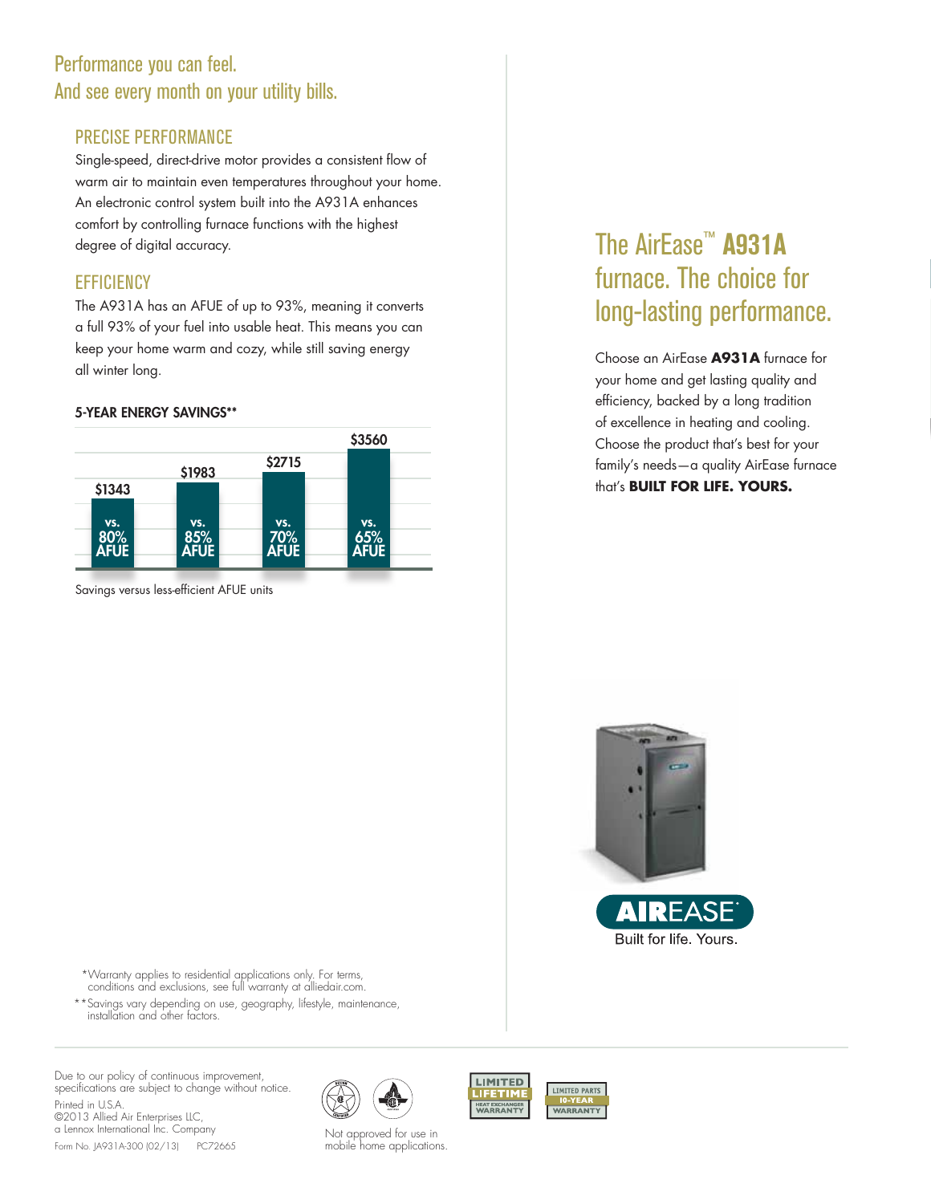## Performance you can feel. And see every month on your utility bills.

### PRECISE PERFORMANCE

Single-speed, direct-drive motor provides a consistent flow of warm air to maintain even temperatures throughout your home. An electronic control system built into the A931A enhances comfort by controlling furnace functions with the highest degree of digital accuracy.

### EFFICIENCY

The A931A has an AFUE of up to 93%, meaning it converts a full 93% of your fuel into usable heat. This means you can keep your home warm and cozy, while still saving energy all winter long.

**5-YEAR ENERGY SAVINGS****

$1343
vs. 80% AFUE

$1983
vs. 85% AFUE

$2715
vs. 70% AFUE

$3560
vs. 65% AFUE

Savings versus less-efficient AFUE units

## The AirEase™ **A931A** furnace. The choice for long-lasting performance.

Choose an AirEase **A931A** furnace for your home and get lasting quality and efficiency, backed by a long tradition of excellence in heating and cooling. Choose the product that's best for your family's needs—a quality AirEase furnace that's **BUILT FOR LIFE. YOURS.**

AIREASE
Built for life. Yours.

*Warranty applies to residential applications only. For terms, conditions and exclusions, see full warranty at alliedair.com.

**Savings vary depending on use, geography, lifestyle, maintenance, installation and other factors.

---

Due to our policy of continuous improvement, specifications are subject to change without notice.

Printed in U.S.A.
©2013 Allied Air Enterprises LLC,
a Lennox International Inc. Company

Form No. JA931A-300 (02/13) PC72665

Not approved for use in mobile home applications.

LIMITED LIFETIME HEAT EXCHANGER WARRANTY

LIMITED PARTS 10-YEAR WARRANTY